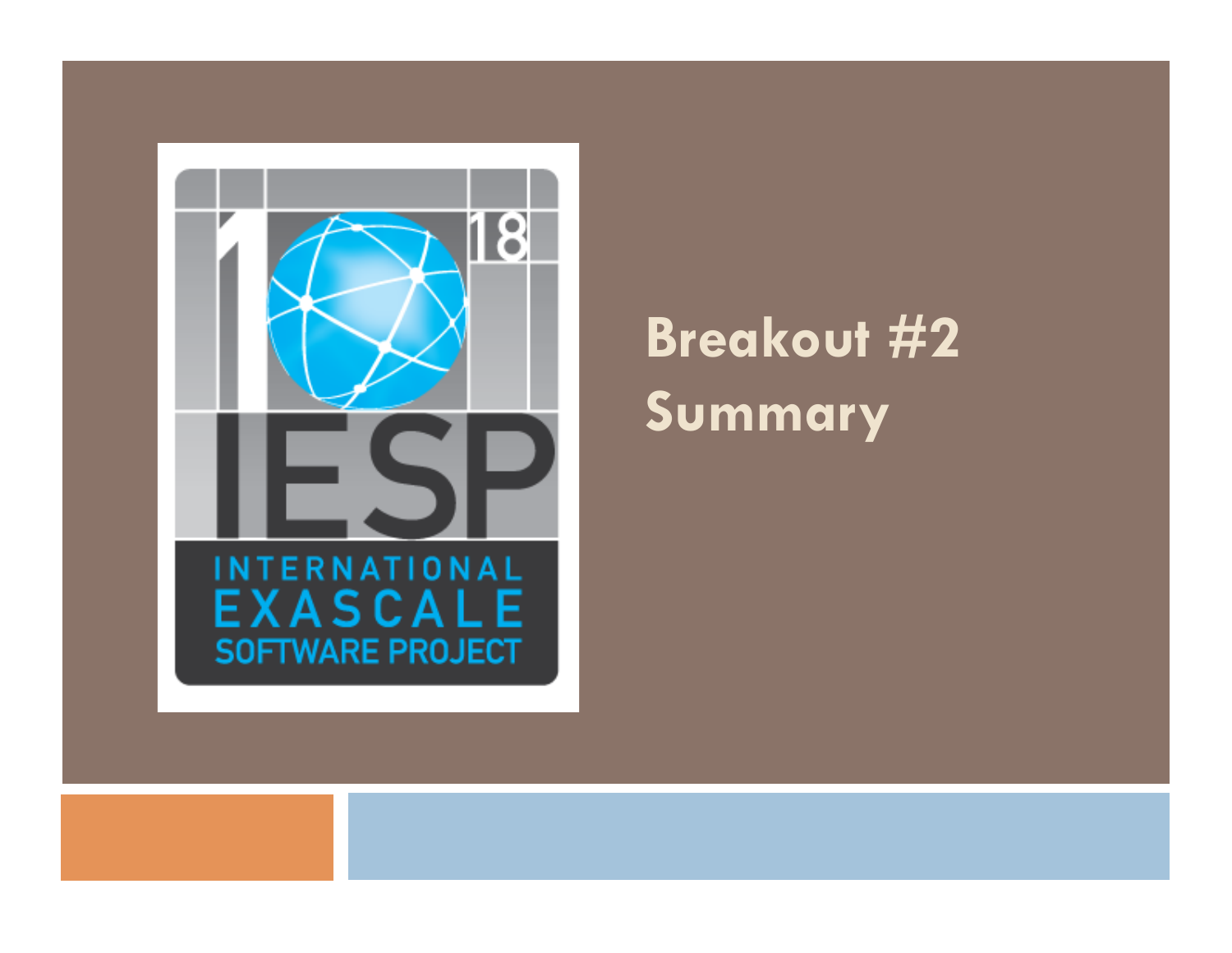# Breakout #2 Summary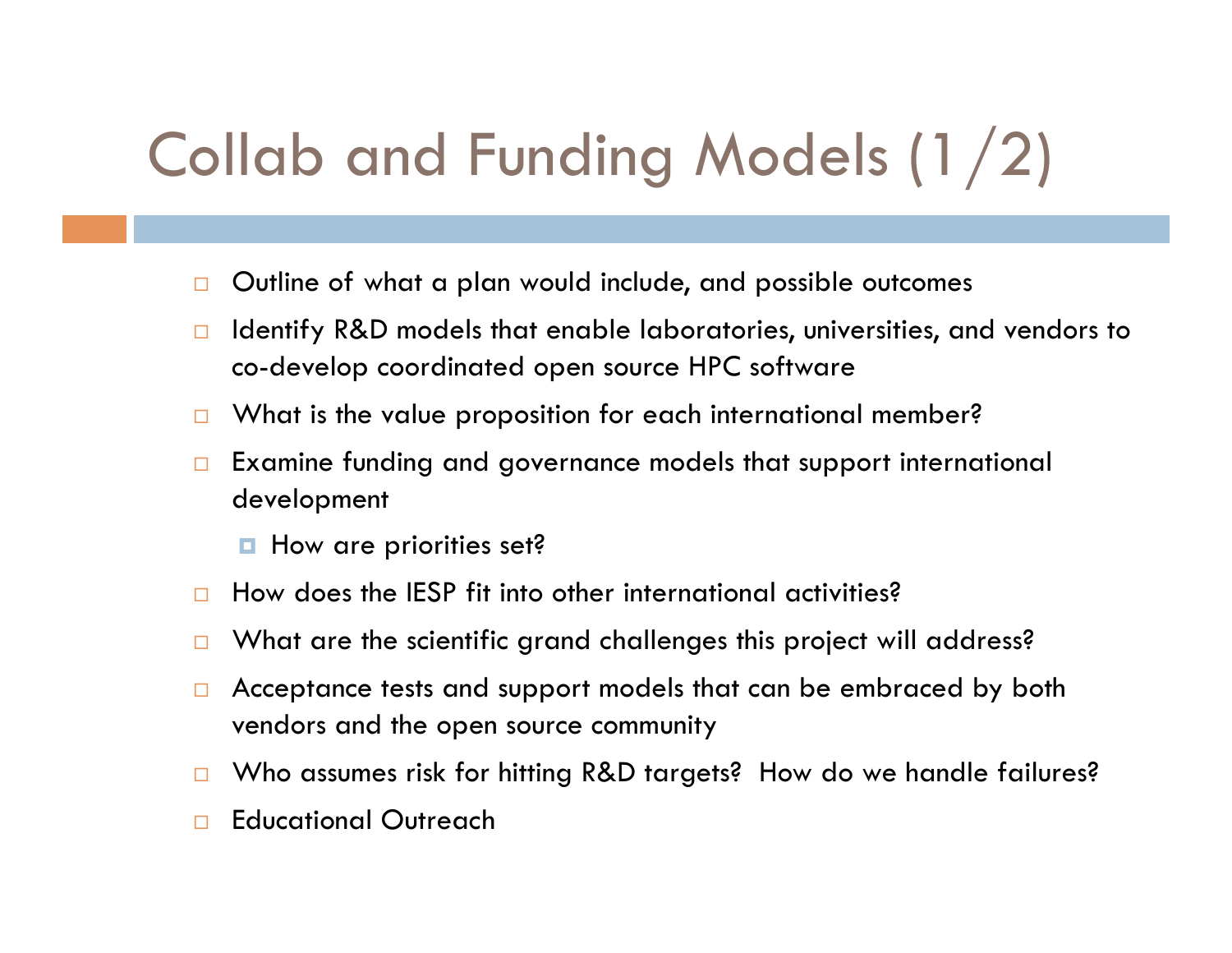# Collab and Funding Models (1/2)

- Outline of what a plan would include, and possible outcomes
- Identify R&D models that enable laboratories, universities, and vendors to co-develop coordinated open source HPC software
- What is the value proposition for each international member?
- Examine funding and governance models that support international development
  - How are priorities set?
- How does the IESP fit into other international activities?
- What are the scientific grand challenges this project will address?
- Acceptance tests and support models that can be embraced by both vendors and the open source community
- Who assumes risk for hitting R&D targets? How do we handle failures?
- Educational Outreach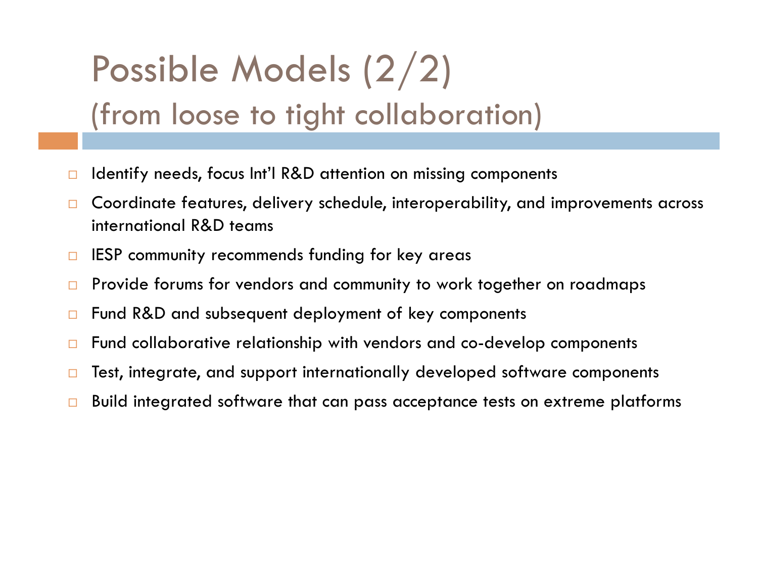# Possible Models (2/2)
## (from loose to tight collaboration)

- Identify needs, focus Int'l R&D attention on missing components
- Coordinate features, delivery schedule, interoperability, and improvements across international R&D teams
- IESP community recommends funding for key areas
- Provide forums for vendors and community to work together on roadmaps
- Fund R&D and subsequent deployment of key components
- Fund collaborative relationship with vendors and co-develop components
- Test, integrate, and support internationally developed software components
- Build integrated software that can pass acceptance tests on extreme platforms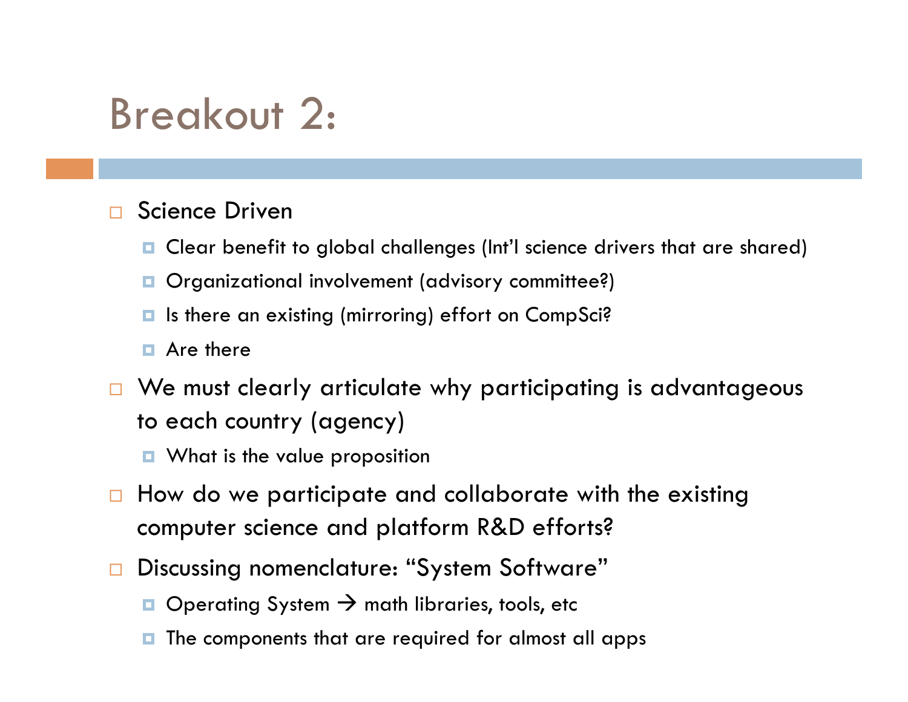# Breakout 2:

- Science Driven
  - Clear benefit to global challenges (Int'l science drivers that are shared)
  - Organizational involvement (advisory committee?)
  - Is there an existing (mirroring) effort on CompSci?
  - Are there
- We must clearly articulate why participating is advantageous to each country (agency)
  - What is the value proposition
- How do we participate and collaborate with the existing computer science and platform R&D efforts?
- Discussing nomenclature: "System Software"
  - Operating System → math libraries, tools, etc
  - The components that are required for almost all apps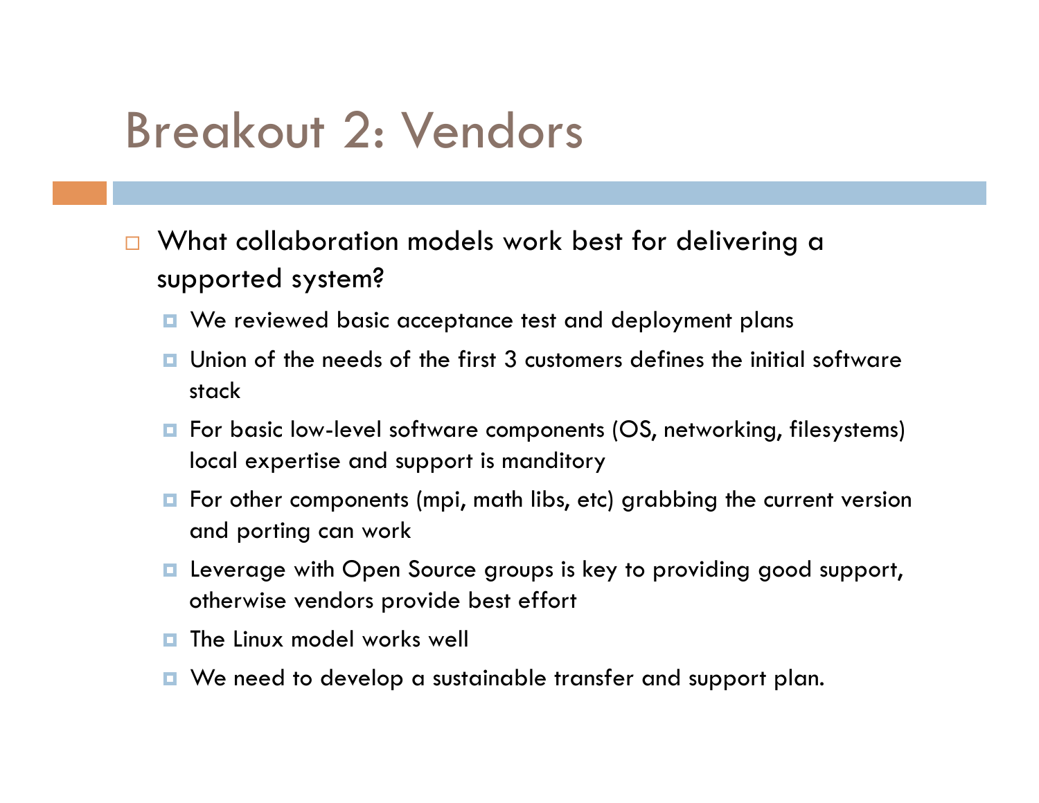# Breakout 2: Vendors

- What collaboration models work best for delivering a supported system?
  - We reviewed basic acceptance test and deployment plans
  - Union of the needs of the first 3 customers defines the initial software stack
  - For basic low-level software components (OS, networking, filesystems) local expertise and support is manditory
  - For other components (mpi, math libs, etc) grabbing the current version and porting can work
  - Leverage with Open Source groups is key to providing good support, otherwise vendors provide best effort
  - The Linux model works well
  - We need to develop a sustainable transfer and support plan.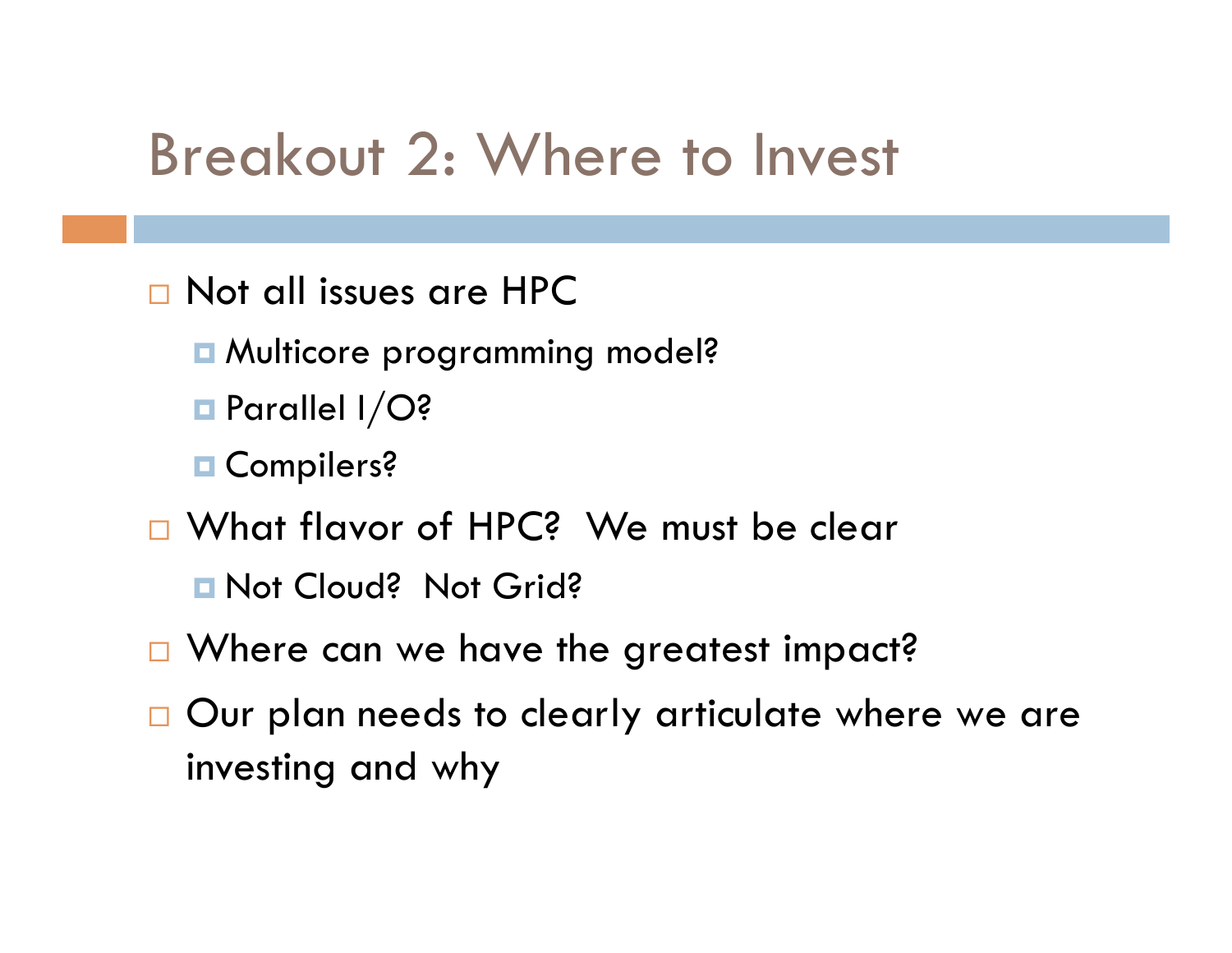# Breakout 2: Where to Invest

- Not all issues are HPC
  - Multicore programming model?
  - Parallel I/O?
  - Compilers?
- What flavor of HPC? We must be clear
  - Not Cloud? Not Grid?
- Where can we have the greatest impact?
- Our plan needs to clearly articulate where we are investing and why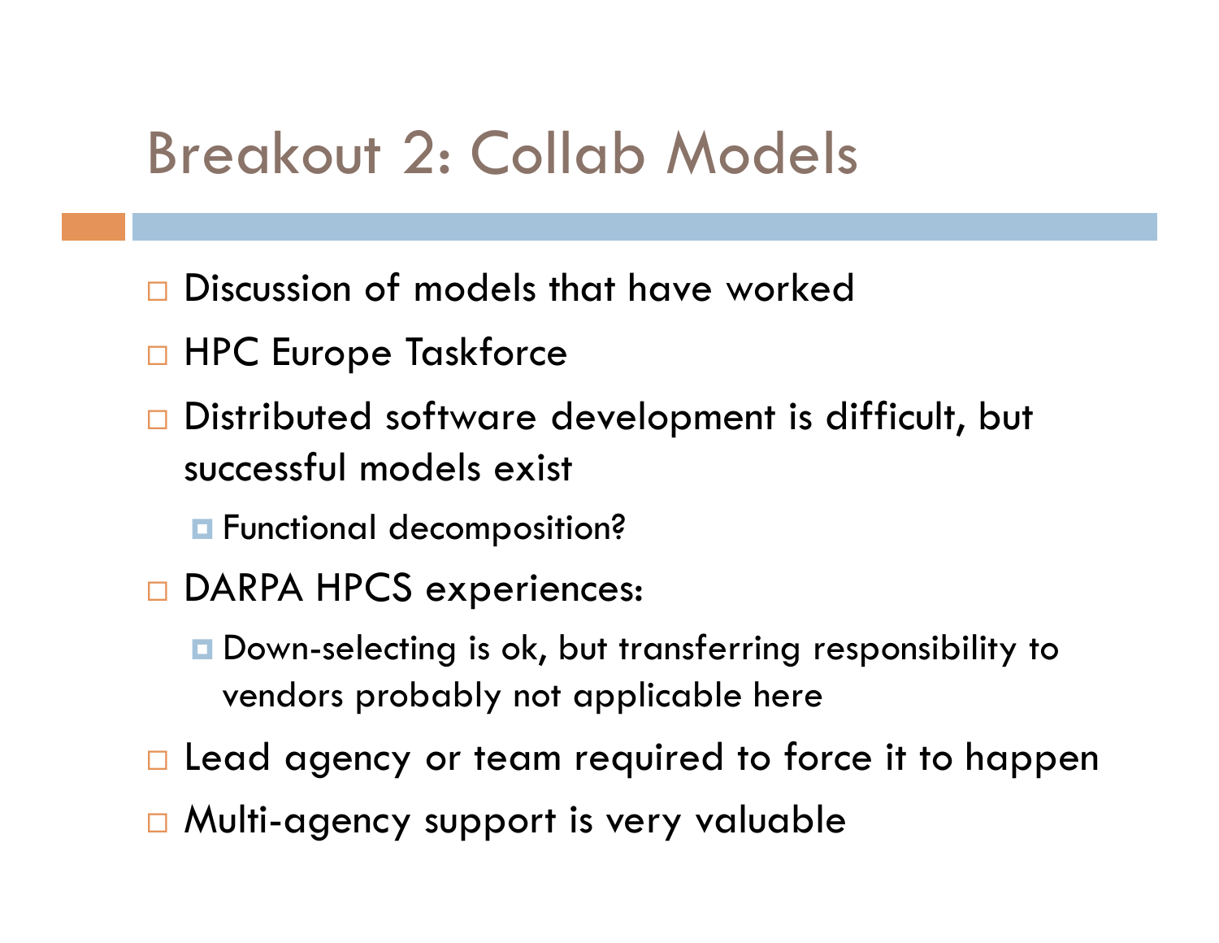# Breakout 2: Collab Models

- Discussion of models that have worked
- HPC Europe Taskforce
- Distributed software development is difficult, but successful models exist
  - Functional decomposition?
- DARPA HPCS experiences:
  - Down-selecting is ok, but transferring responsibility to vendors probably not applicable here
- Lead agency or team required to force it to happen
- Multi-agency support is very valuable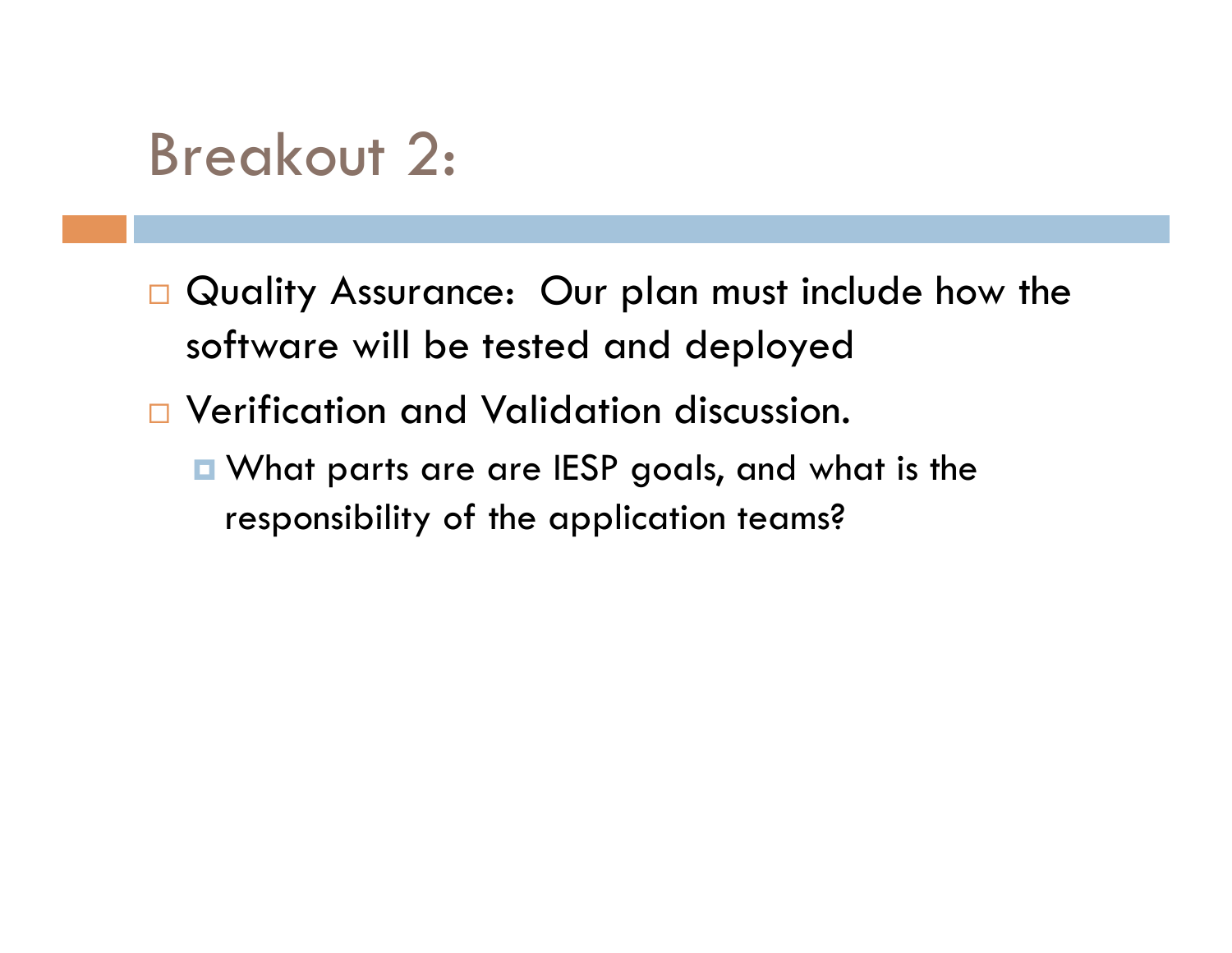# Breakout 2:

- Quality Assurance: Our plan must include how the software will be tested and deployed
- Verification and Validation discussion.
  - What parts are are IESP goals, and what is the responsibility of the application teams?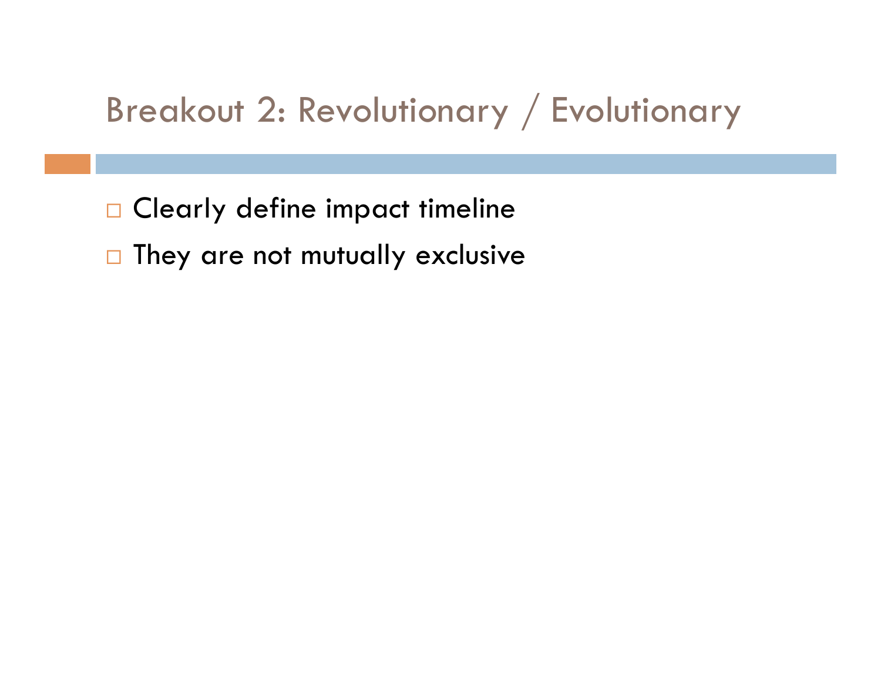# Breakout 2: Revolutionary / Evolutionary

- Clearly define impact timeline
- They are not mutually exclusive